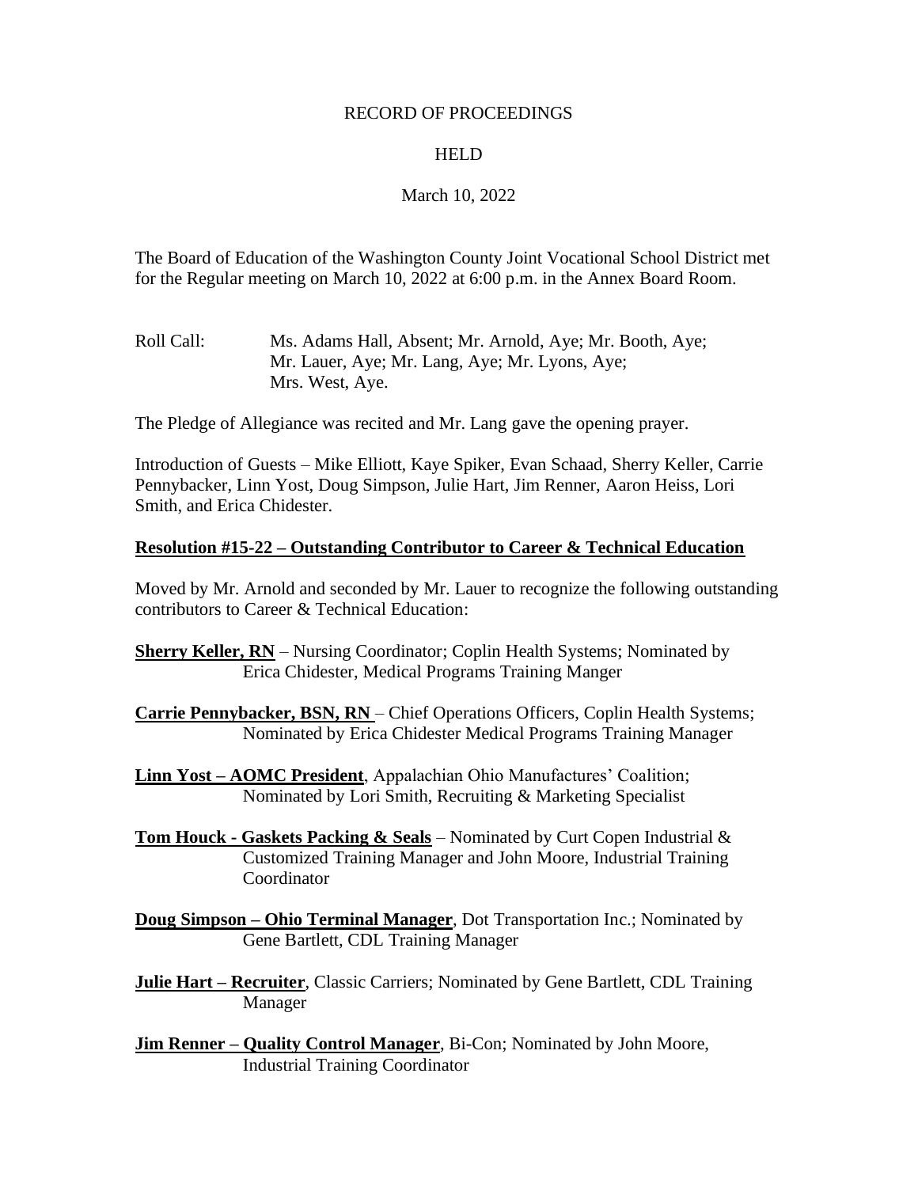RECORD OF PROCEEDINGS

HELD

March 10, 2022

The Board of Education of the Washington County Joint Vocational School District met for the Regular meeting on March 10, 2022 at 6:00 p.m. in the Annex Board Room.

Roll Call: Ms. Adams Hall, Absent; Mr. Arnold, Aye; Mr. Booth, Aye; Mr. Lauer, Aye; Mr. Lang, Aye; Mr. Lyons, Aye; Mrs. West, Aye.

The Pledge of Allegiance was recited and Mr. Lang gave the opening prayer.

Introduction of Guests – Mike Elliott, Kaye Spiker, Evan Schaad, Sherry Keller, Carrie Pennybacker, Linn Yost, Doug Simpson, Julie Hart, Jim Renner, Aaron Heiss, Lori Smith, and Erica Chidester.

**Resolution #15-22 – Outstanding Contributor to Career & Technical Education**

Moved by Mr. Arnold and seconded by Mr. Lauer to recognize the following outstanding contributors to Career & Technical Education:

**Sherry Keller, RN** – Nursing Coordinator; Coplin Health Systems; Nominated by Erica Chidester, Medical Programs Training Manger

**Carrie Pennybacker, BSN, RN** – Chief Operations Officers, Coplin Health Systems; Nominated by Erica Chidester Medical Programs Training Manager

**Linn Yost – AOMC President**, Appalachian Ohio Manufactures' Coalition; Nominated by Lori Smith, Recruiting & Marketing Specialist

**Tom Houck - Gaskets Packing & Seals** – Nominated by Curt Copen Industrial & Customized Training Manager and John Moore, Industrial Training Coordinator

**Doug Simpson – Ohio Terminal Manager**, Dot Transportation Inc.; Nominated by Gene Bartlett, CDL Training Manager

**Julie Hart – Recruiter**, Classic Carriers; Nominated by Gene Bartlett, CDL Training Manager

**Jim Renner – Quality Control Manager**, Bi-Con; Nominated by John Moore, Industrial Training Coordinator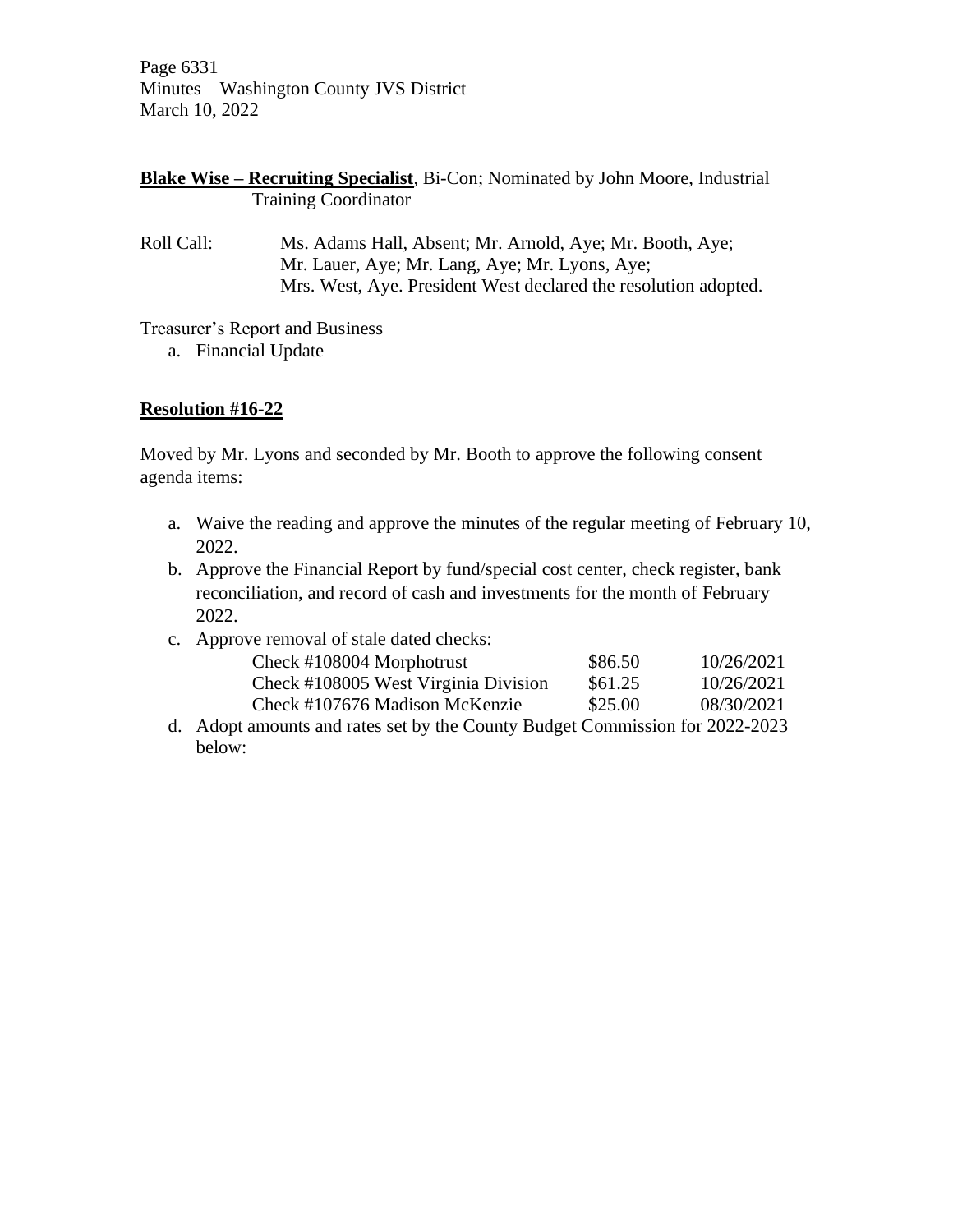**Blake Wise – Recruiting Specialist**, Bi-Con; Nominated by John Moore, Industrial Training Coordinator

Roll Call: Ms. Adams Hall, Absent; Mr. Arnold, Aye; Mr. Booth, Aye; Mr. Lauer, Aye; Mr. Lang, Aye; Mr. Lyons, Aye; Mrs. West, Aye. President West declared the resolution adopted.

Treasurer's Report and Business

a. Financial Update

**Resolution #16-22**

Moved by Mr. Lyons and seconded by Mr. Booth to approve the following consent agenda items:

a. Waive the reading and approve the minutes of the regular meeting of February 10, 2022.
b. Approve the Financial Report by fund/special cost center, check register, bank reconciliation, and record of cash and investments for the month of February 2022.
c. Approve removal of stale dated checks:

| | | |
|---|---|---|
| Check #108004 Morphotrust | \$86.50 | 10/26/2021 |
| Check #108005 West Virginia Division | \$61.25 | 10/26/2021 |
| Check #107676 Madison McKenzie | \$25.00 | 08/30/2021 |

d. Adopt amounts and rates set by the County Budget Commission for 2022-2023 below: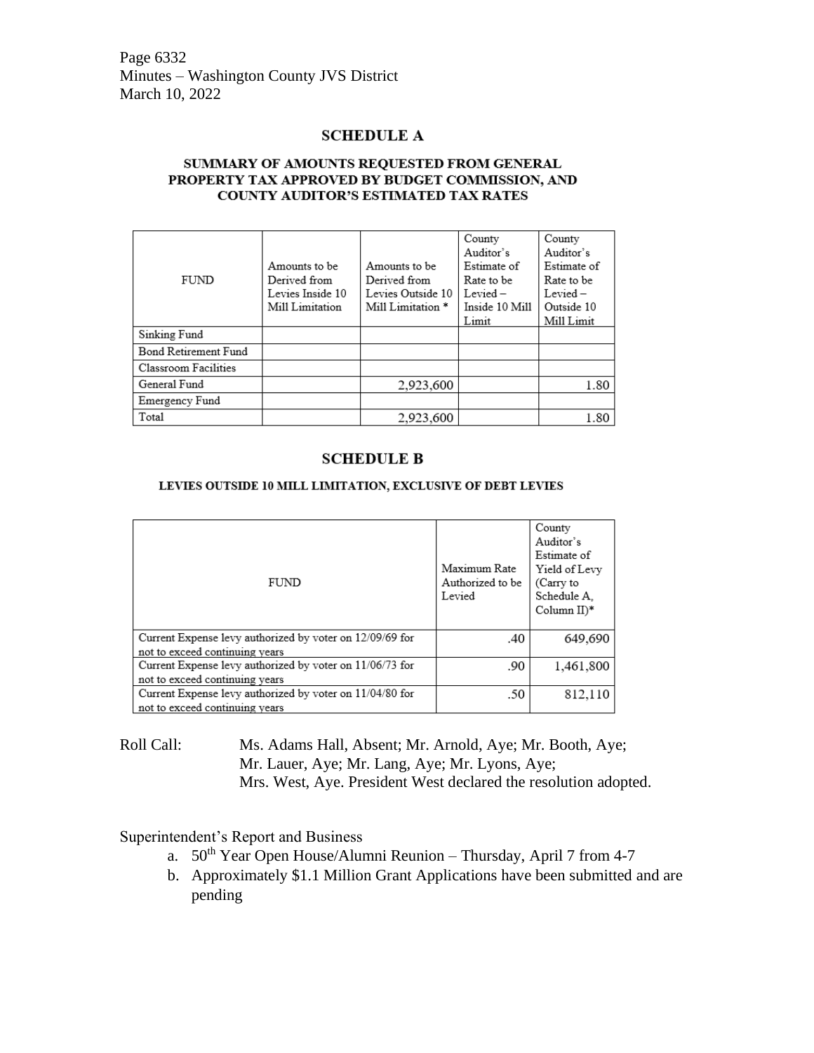## SCHEDULE A

### SUMMARY OF AMOUNTS REQUESTED FROM GENERAL PROPERTY TAX APPROVED BY BUDGET COMMISSION, AND COUNTY AUDITOR'S ESTIMATED TAX RATES

| FUND | Amounts to be Derived from Levies Inside 10 Mill Limitation | Amounts to be Derived from Levies Outside 10 Mill Limitation * | County Auditor's Estimate of Rate to be Levied – Inside 10 Mill Limit | County Auditor's Estimate of Rate to be Levied – Outside 10 Mill Limit |
|---|---|---|---|---|
| Sinking Fund | | | | |
| Bond Retirement Fund | | | | |
| Classroom Facilities | | | | |
| General Fund | | 2,923,600 | | 1.80 |
| Emergency Fund | | | | |
| Total | | 2,923,600 | | 1.80 |

## SCHEDULE B

### LEVIES OUTSIDE 10 MILL LIMITATION, EXCLUSIVE OF DEBT LEVIES

| FUND | Maximum Rate Authorized to be Levied | County Auditor's Estimate of Yield of Levy (Carry to Schedule A, Column II)* |
|---|---|---|
| Current Expense levy authorized by voter on 12/09/69 for not to exceed continuing years | .40 | 649,690 |
| Current Expense levy authorized by voter on 11/06/73 for not to exceed continuing years | .90 | 1,461,800 |
| Current Expense levy authorized by voter on 11/04/80 for not to exceed continuing years | .50 | 812,110 |

Roll Call: Ms. Adams Hall, Absent; Mr. Arnold, Aye; Mr. Booth, Aye; Mr. Lauer, Aye; Mr. Lang, Aye; Mr. Lyons, Aye; Mrs. West, Aye. President West declared the resolution adopted.

Superintendent's Report and Business

a. 50th Year Open House/Alumni Reunion – Thursday, April 7 from 4-7
b. Approximately $1.1 Million Grant Applications have been submitted and are pending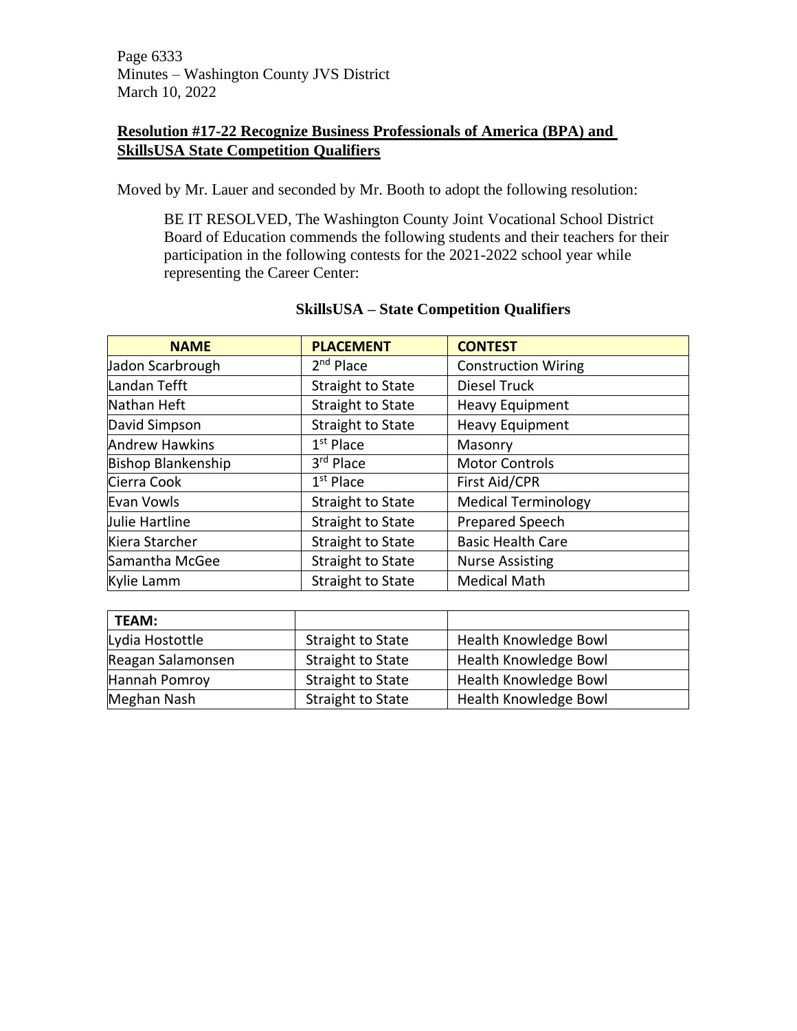## Resolution #17-22 Recognize Business Professionals of America (BPA) and SkillsUSA State Competition Qualifiers

Moved by Mr. Lauer and seconded by Mr. Booth to adopt the following resolution:

> BE IT RESOLVED, The Washington County Joint Vocational School District Board of Education commends the following students and their teachers for their participation in the following contests for the 2021-2022 school year while representing the Career Center:

**SkillsUSA – State Competition Qualifiers**

| NAME | PLACEMENT | CONTEST |
|---|---|---|
| Jadon Scarbrough | 2nd Place | Construction Wiring |
| Landan Tefft | Straight to State | Diesel Truck |
| Nathan Heft | Straight to State | Heavy Equipment |
| David Simpson | Straight to State | Heavy Equipment |
| Andrew Hawkins | 1st Place | Masonry |
| Bishop Blankenship | 3rd Place | Motor Controls |
| Cierra Cook | 1st Place | First Aid/CPR |
| Evan Vowls | Straight to State | Medical Terminology |
| Julie Hartline | Straight to State | Prepared Speech |
| Kiera Starcher | Straight to State | Basic Health Care |
| Samantha McGee | Straight to State | Nurse Assisting |
| Kylie Lamm | Straight to State | Medical Math |

| TEAM: | | |
|---|---|---|
| Lydia Hostottle | Straight to State | Health Knowledge Bowl |
| Reagan Salamonsen | Straight to State | Health Knowledge Bowl |
| Hannah Pomroy | Straight to State | Health Knowledge Bowl |
| Meghan Nash | Straight to State | Health Knowledge Bowl |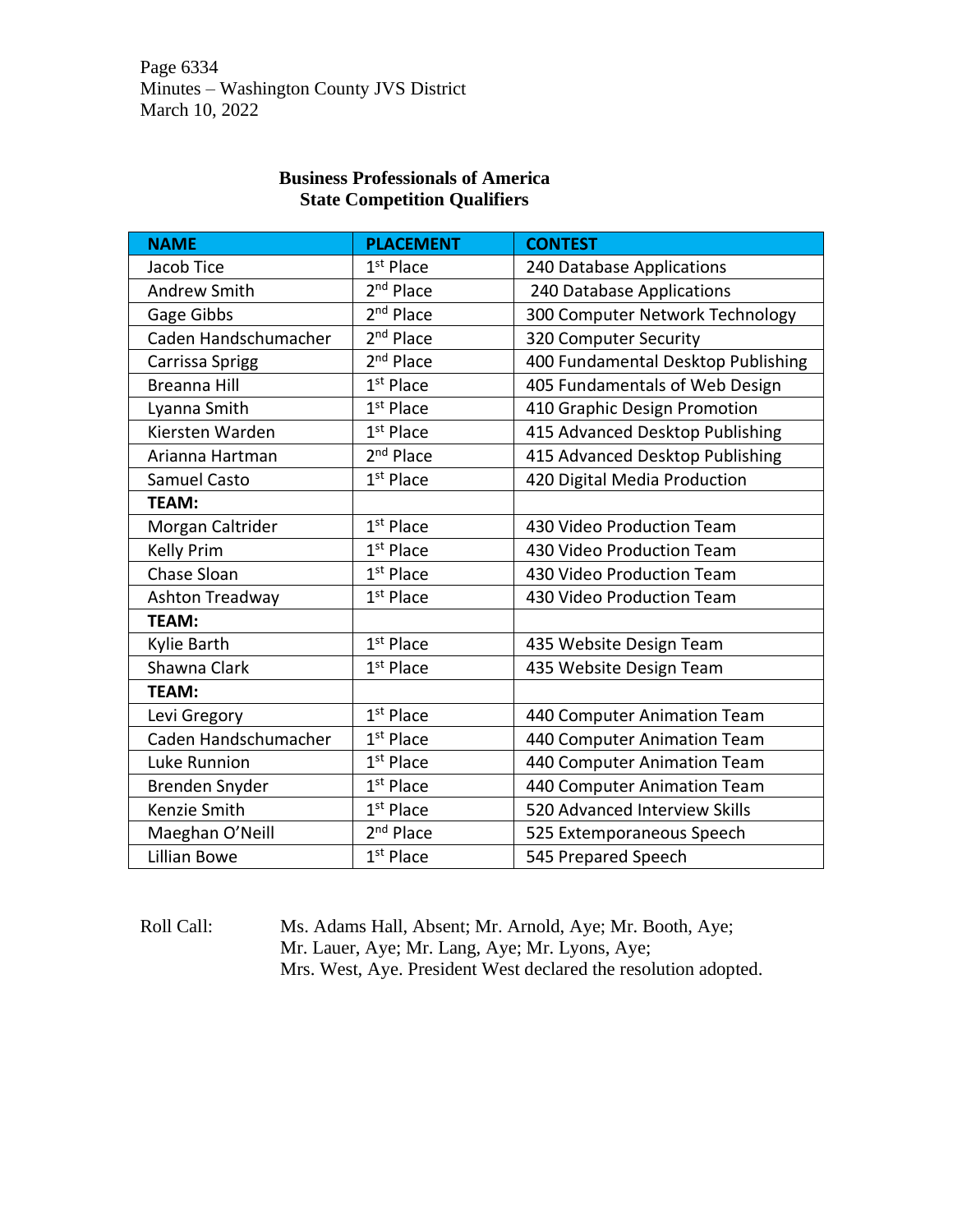**Business Professionals of America**
**State Competition Qualifiers**

| NAME | PLACEMENT | CONTEST |
|---|---|---|
| Jacob Tice | 1st Place | 240 Database Applications |
| Andrew Smith | 2nd Place | 240 Database Applications |
| Gage Gibbs | 2nd Place | 300 Computer Network Technology |
| Caden Handschumacher | 2nd Place | 320 Computer Security |
| Carrissa Sprigg | 2nd Place | 400 Fundamental Desktop Publishing |
| Breanna Hill | 1st Place | 405 Fundamentals of Web Design |
| Lyanna Smith | 1st Place | 410 Graphic Design Promotion |
| Kiersten Warden | 1st Place | 415 Advanced Desktop Publishing |
| Arianna Hartman | 2nd Place | 415 Advanced Desktop Publishing |
| Samuel Casto | 1st Place | 420 Digital Media Production |
| **TEAM:** | | |
| Morgan Caltrider | 1st Place | 430 Video Production Team |
| Kelly Prim | 1st Place | 430 Video Production Team |
| Chase Sloan | 1st Place | 430 Video Production Team |
| Ashton Treadway | 1st Place | 430 Video Production Team |
| **TEAM:** | | |
| Kylie Barth | 1st Place | 435 Website Design Team |
| Shawna Clark | 1st Place | 435 Website Design Team |
| **TEAM:** | | |
| Levi Gregory | 1st Place | 440 Computer Animation Team |
| Caden Handschumacher | 1st Place | 440 Computer Animation Team |
| Luke Runnion | 1st Place | 440 Computer Animation Team |
| Brenden Snyder | 1st Place | 440 Computer Animation Team |
| Kenzie Smith | 1st Place | 520 Advanced Interview Skills |
| Maeghan O'Neill | 2nd Place | 525 Extemporaneous Speech |
| Lillian Bowe | 1st Place | 545 Prepared Speech |

Roll Call: Ms. Adams Hall, Absent; Mr. Arnold, Aye; Mr. Booth, Aye; Mr. Lauer, Aye; Mr. Lang, Aye; Mr. Lyons, Aye; Mrs. West, Aye. President West declared the resolution adopted.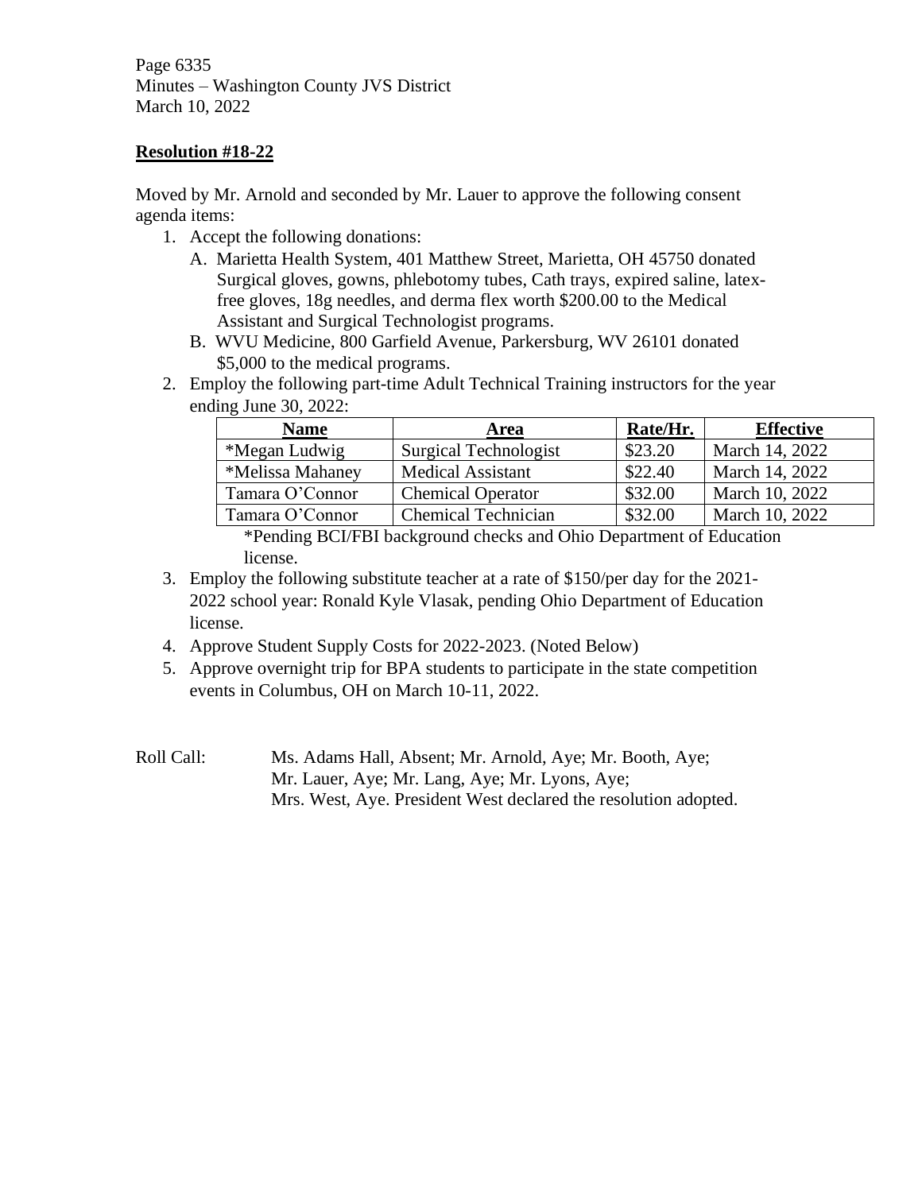**Resolution #18-22**

Moved by Mr. Arnold and seconded by Mr. Lauer to approve the following consent agenda items:

1. Accept the following donations:
   A. Marietta Health System, 401 Matthew Street, Marietta, OH 45750 donated Surgical gloves, gowns, phlebotomy tubes, Cath trays, expired saline, latex-free gloves, 18g needles, and derma flex worth $200.00 to the Medical Assistant and Surgical Technologist programs.
   B. WVU Medicine, 800 Garfield Avenue, Parkersburg, WV 26101 donated $5,000 to the medical programs.
2. Employ the following part-time Adult Technical Training instructors for the year ending June 30, 2022:

| Name | Area | Rate/Hr. | Effective |
|---|---|---|---|
| *Megan Ludwig | Surgical Technologist | $23.20 | March 14, 2022 |
| *Melissa Mahaney | Medical Assistant | $22.40 | March 14, 2022 |
| Tamara O'Connor | Chemical Operator | $32.00 | March 10, 2022 |
| Tamara O'Connor | Chemical Technician | $32.00 | March 10, 2022 |

   *Pending BCI/FBI background checks and Ohio Department of Education license.

3. Employ the following substitute teacher at a rate of $150/per day for the 2021-2022 school year: Ronald Kyle Vlasak, pending Ohio Department of Education license.
4. Approve Student Supply Costs for 2022-2023. (Noted Below)
5. Approve overnight trip for BPA students to participate in the state competition events in Columbus, OH on March 10-11, 2022.

Roll Call: Ms. Adams Hall, Absent; Mr. Arnold, Aye; Mr. Booth, Aye; Mr. Lauer, Aye; Mr. Lang, Aye; Mr. Lyons, Aye; Mrs. West, Aye. President West declared the resolution adopted.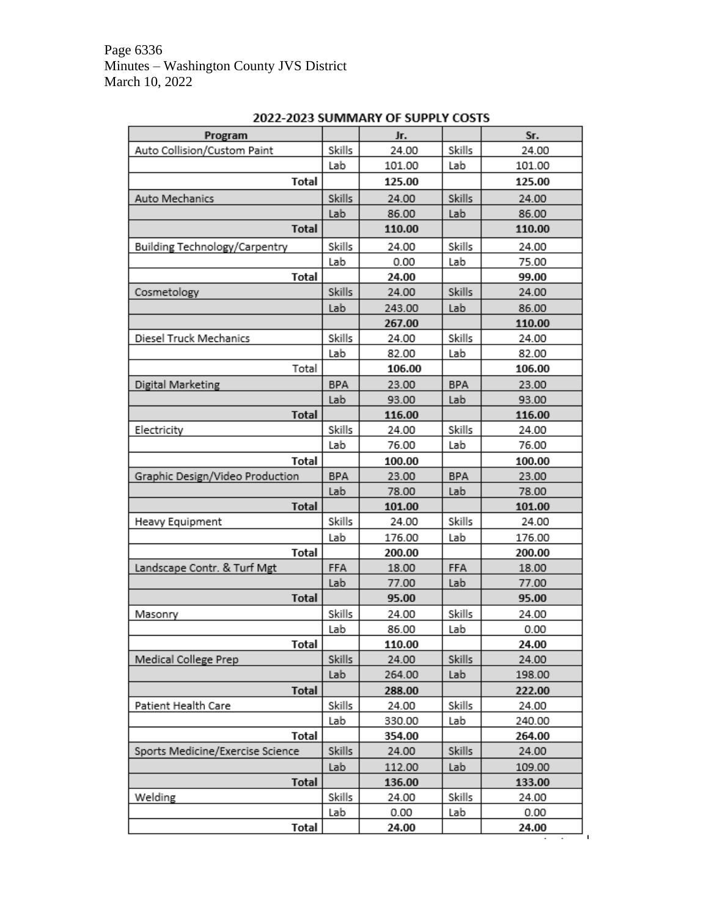## 2022-2023 SUMMARY OF SUPPLY COSTS

| Program | | Jr. | | Sr. |
|---|---|---|---|---|
| Auto Collision/Custom Paint | Skills | 24.00 | Skills | 24.00 |
| | Lab | 101.00 | Lab | 101.00 |
| **Total** | | **125.00** | | **125.00** |
| Auto Mechanics | Skills | 24.00 | Skills | 24.00 |
| | Lab | 86.00 | Lab | 86.00 |
| **Total** | | **110.00** | | **110.00** |
| Building Technology/Carpentry | Skills | 24.00 | Skills | 24.00 |
| | Lab | 0.00 | Lab | 75.00 |
| **Total** | | **24.00** | | **99.00** |
| Cosmetology | Skills | 24.00 | Skills | 24.00 |
| | Lab | 243.00 | Lab | 86.00 |
| | | **267.00** | | **110.00** |
| Diesel Truck Mechanics | Skills | 24.00 | Skills | 24.00 |
| | Lab | 82.00 | Lab | 82.00 |
| Total | | **106.00** | | **106.00** |
| Digital Marketing | BPA | 23.00 | BPA | 23.00 |
| | Lab | 93.00 | Lab | 93.00 |
| **Total** | | **116.00** | | **116.00** |
| Electricity | Skills | 24.00 | Skills | 24.00 |
| | Lab | 76.00 | Lab | 76.00 |
| **Total** | | **100.00** | | **100.00** |
| Graphic Design/Video Production | BPA | 23.00 | BPA | 23.00 |
| | Lab | 78.00 | Lab | 78.00 |
| **Total** | | **101.00** | | **101.00** |
| Heavy Equipment | Skills | 24.00 | Skills | 24.00 |
| | Lab | 176.00 | Lab | 176.00 |
| **Total** | | **200.00** | | **200.00** |
| Landscape Contr. & Turf Mgt | FFA | 18.00 | FFA | 18.00 |
| | Lab | 77.00 | Lab | 77.00 |
| **Total** | | **95.00** | | **95.00** |
| Masonry | Skills | 24.00 | Skills | 24.00 |
| | Lab | 86.00 | Lab | 0.00 |
| **Total** | | **110.00** | | **24.00** |
| Medical College Prep | Skills | 24.00 | Skills | 24.00 |
| | Lab | 264.00 | Lab | 198.00 |
| **Total** | | **288.00** | | **222.00** |
| Patient Health Care | Skills | 24.00 | Skills | 24.00 |
| | Lab | 330.00 | Lab | 240.00 |
| **Total** | | **354.00** | | **264.00** |
| Sports Medicine/Exercise Science | Skills | 24.00 | Skills | 24.00 |
| | Lab | 112.00 | Lab | 109.00 |
| **Total** | | **136.00** | | **133.00** |
| Welding | Skills | 24.00 | Skills | 24.00 |
| | Lab | 0.00 | Lab | 0.00 |
| **Total** | | **24.00** | | **24.00** |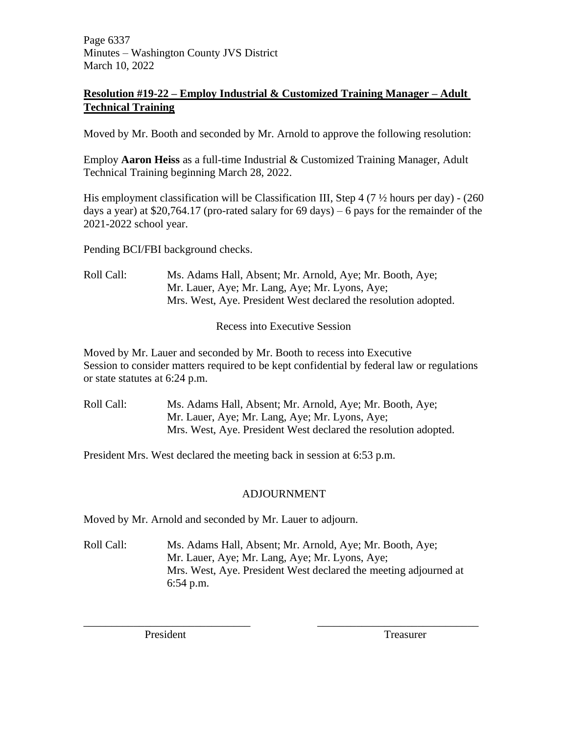**Resolution #19-22 – Employ Industrial & Customized Training Manager – Adult Technical Training**

Moved by Mr. Booth and seconded by Mr. Arnold to approve the following resolution:

Employ **Aaron Heiss** as a full-time Industrial & Customized Training Manager, Adult Technical Training beginning March 28, 2022.

His employment classification will be Classification III, Step 4 (7 ½ hours per day) - (260 days a year) at $20,764.17 (pro-rated salary for 69 days) – 6 pays for the remainder of the 2021-2022 school year.

Pending BCI/FBI background checks.

Roll Call: Ms. Adams Hall, Absent; Mr. Arnold, Aye; Mr. Booth, Aye; Mr. Lauer, Aye; Mr. Lang, Aye; Mr. Lyons, Aye; Mrs. West, Aye. President West declared the resolution adopted.

Recess into Executive Session

Moved by Mr. Lauer and seconded by Mr. Booth to recess into Executive Session to consider matters required to be kept confidential by federal law or regulations or state statutes at 6:24 p.m.

Roll Call: Ms. Adams Hall, Absent; Mr. Arnold, Aye; Mr. Booth, Aye; Mr. Lauer, Aye; Mr. Lang, Aye; Mr. Lyons, Aye; Mrs. West, Aye. President West declared the resolution adopted.

President Mrs. West declared the meeting back in session at 6:53 p.m.

ADJOURNMENT

Moved by Mr. Arnold and seconded by Mr. Lauer to adjourn.

Roll Call: Ms. Adams Hall, Absent; Mr. Arnold, Aye; Mr. Booth, Aye; Mr. Lauer, Aye; Mr. Lang, Aye; Mr. Lyons, Aye; Mrs. West, Aye. President West declared the meeting adjourned at 6:54 p.m.

\_\_\_\_\_\_\_\_\_\_\_\_\_\_\_\_\_\_\_\_\_\_\_\_\_\_\_\_\_\_ \_\_\_\_\_\_\_\_\_\_\_\_\_\_\_\_\_\_\_\_\_\_\_\_\_\_\_\_\_\_

President Treasurer